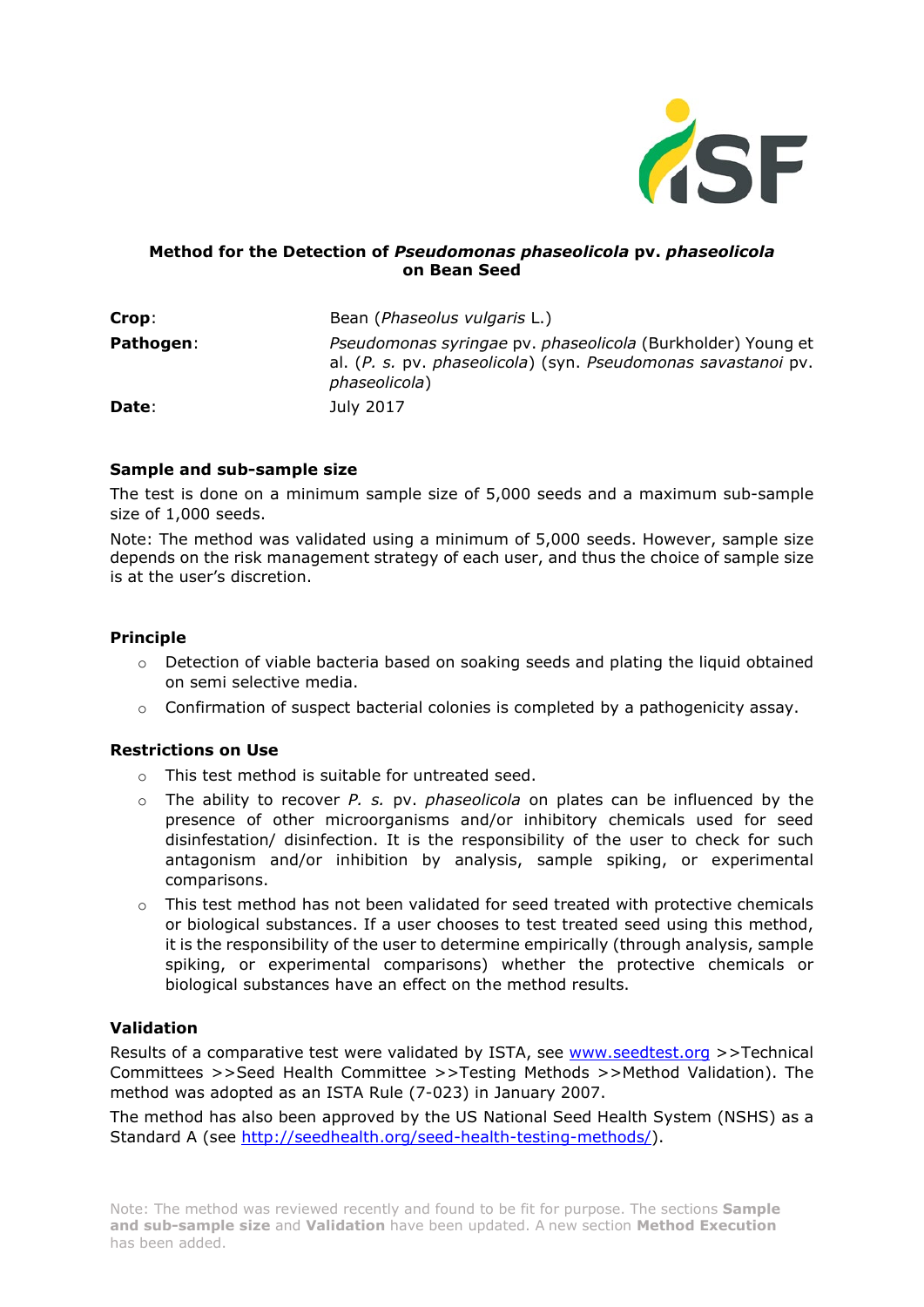**Method for the Detection of *Pseudomonas phaseolicola* pv. *phaseolicola* on Bean Seed**

| | |
|---|---|
| **Crop**: | Bean (*Phaseolus vulgaris* L.) |
| **Pathogen**: | *Pseudomonas syringae* pv. *phaseolicola* (Burkholder) Young et al. (*P. s.* pv. *phaseolicola*) (syn. *Pseudomonas savastanoi* pv. *phaseolicola*) |
| **Date**: | July 2017 |

### Sample and sub-sample size

The test is done on a minimum sample size of 5,000 seeds and a maximum sub-sample size of 1,000 seeds.

Note: The method was validated using a minimum of 5,000 seeds. However, sample size depends on the risk management strategy of each user, and thus the choice of sample size is at the user's discretion.

### Principle

- Detection of viable bacteria based on soaking seeds and plating the liquid obtained on semi selective media.
- Confirmation of suspect bacterial colonies is completed by a pathogenicity assay.

### Restrictions on Use

- This test method is suitable for untreated seed.
- The ability to recover *P. s.* pv. *phaseolicola* on plates can be influenced by the presence of other microorganisms and/or inhibitory chemicals used for seed disinfestation/ disinfection. It is the responsibility of the user to check for such antagonism and/or inhibition by analysis, sample spiking, or experimental comparisons.
- This test method has not been validated for seed treated with protective chemicals or biological substances. If a user chooses to test treated seed using this method, it is the responsibility of the user to determine empirically (through analysis, sample spiking, or experimental comparisons) whether the protective chemicals or biological substances have an effect on the method results.

### Validation

Results of a comparative test were validated by ISTA, see www.seedtest.org >>Technical Committees >>Seed Health Committee >>Testing Methods >>Method Validation). The method was adopted as an ISTA Rule (7-023) in January 2007.

The method has also been approved by the US National Seed Health System (NSHS) as a Standard A (see http://seedhealth.org/seed-health-testing-methods/).

Note: The method was reviewed recently and found to be fit for purpose. The sections **Sample and sub-sample size** and **Validation** have been updated. A new section **Method Execution** has been added.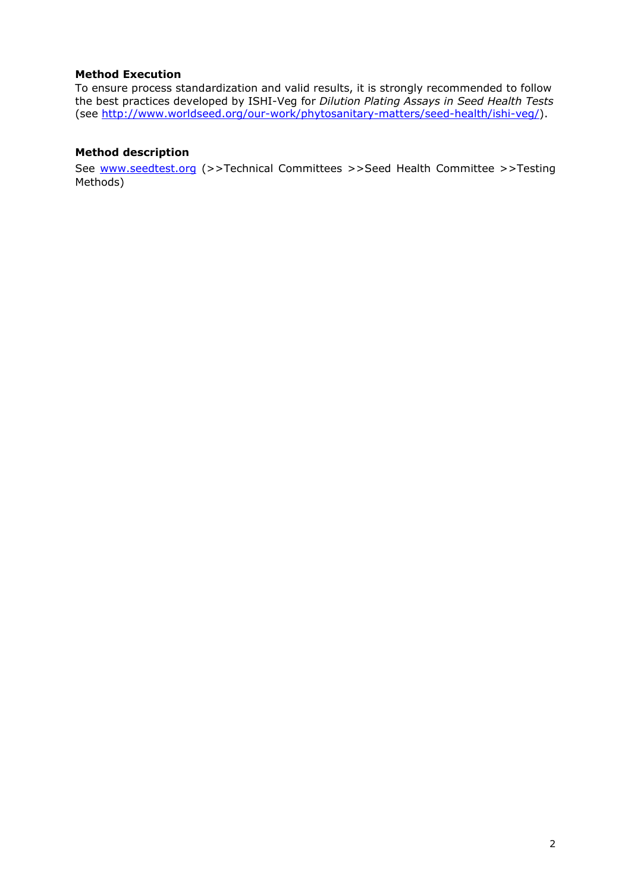**Method Execution**

To ensure process standardization and valid results, it is strongly recommended to follow the best practices developed by ISHI-Veg for *Dilution Plating Assays in Seed Health Tests* (see http://www.worldseed.org/our-work/phytosanitary-matters/seed-health/ishi-veg/).

**Method description**

See www.seedtest.org (>>Technical Committees >>Seed Health Committee >>Testing Methods)